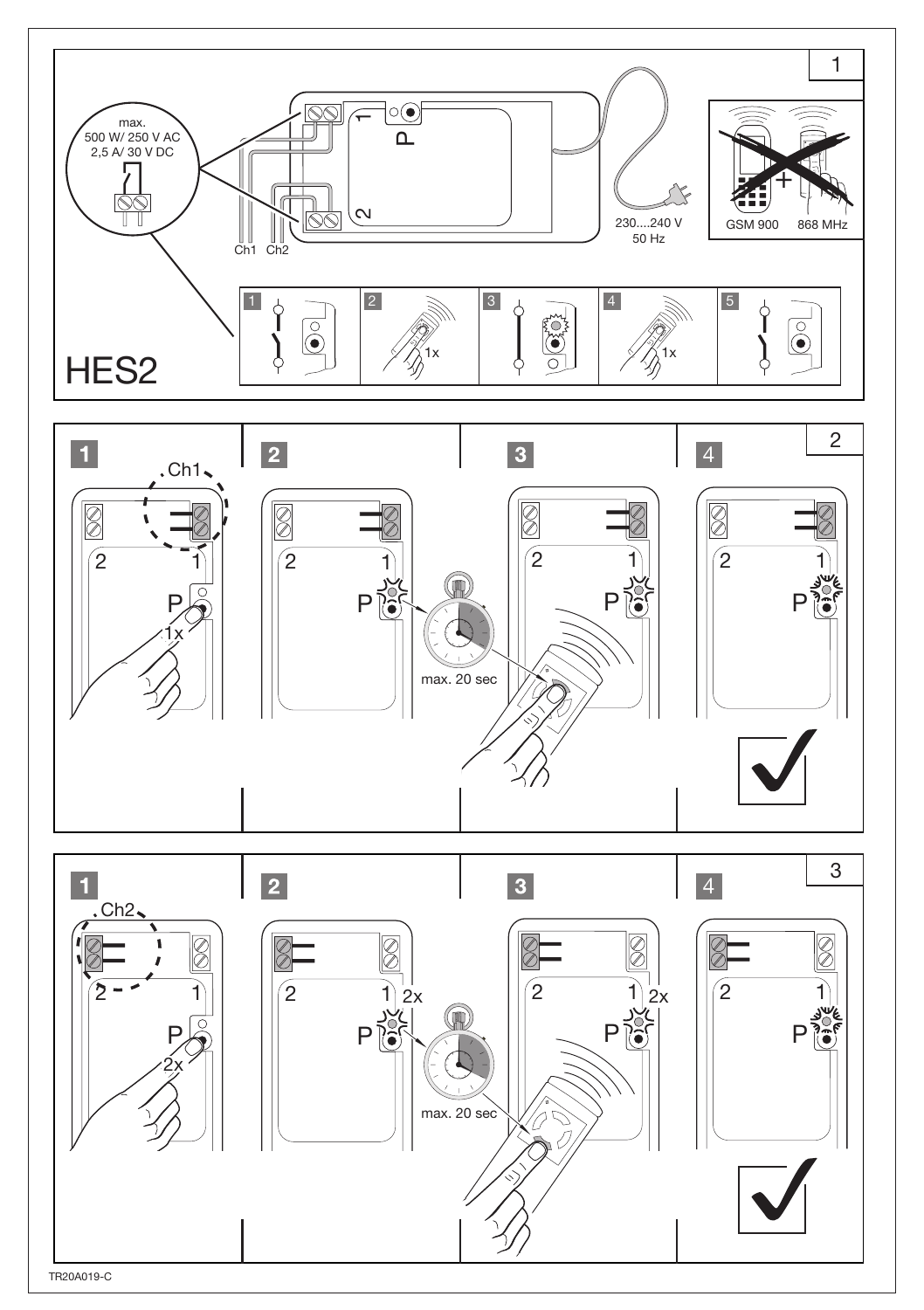1

max.
500 W/ 250 V AC
2,5 A/ 30 V DC

1 P

2

Ch1 Ch2

230....240 V
50 Hz

GSM 900 868 MHz

1 2 1x 3 4 1x 5

HES2

2

1 Ch1 1 2 P 1x

2 2 1 P max. 20 sec

3 2 1 P

4 2 1 P

3

1 Ch2 2 1 P 2x

2 2 1 2x P max. 20 sec

3 2 1 2x P

4 2 1 P

TR20A019-C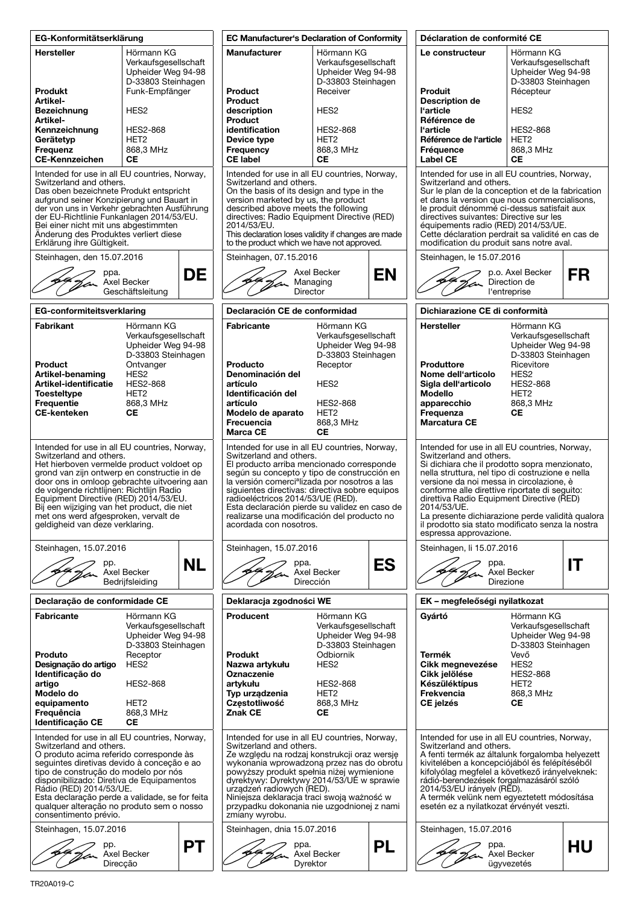## EG-Konformitätserklärung

| | |
|---|---|
| **Hersteller** | Hörmann KG<br>Verkaufsgesellschaft<br>Upheider Weg 94-98<br>D-33803 Steinhagen |
| **Produkt** | Funk-Empfänger |
| **Artikel-Bezeichnung** | HES2 |
| **Artikel-Kennzeichnung** | HES2-868 |
| **Gerätetyp** | HET2 |
| **Frequenz** | 868,3 MHz |
| **CE-Kennzeichen** | **CE** |

Intended for use in all EU countries, Norway, Switzerland and others.
Das oben bezeichnete Produkt entspricht aufgrund seiner Konzipierung und Bauart in der von uns in Verkehr gebrachten Ausführung der EU-Richtlinie Funkanlagen 2014/53/EU.
Bei einer nicht mit uns abgestimmten Änderung des Produktes verliert diese Erklärung ihre Gültigkeit.

Steinhagen, den 15.07.2016

ppa.
Axel Becker
Geschäftsleitung

**DE**

## EC Manufacturer's Declaration of Conformity

| | |
|---|---|
| **Manufacturer** | Hörmann KG<br>Verkaufsgesellschaft<br>Upheider Weg 94-98<br>D-33803 Steinhagen |
| **Product** | Receiver |
| **Product description** | HES2 |
| **Product identification** | HES2-868 |
| **Device type** | HET2 |
| **Frequency** | 868,3 MHz |
| **CE label** | **CE** |

Intended for use in all EU countries, Norway, Switzerland and others.
On the basis of its design and type in the version marketed by us, the product described above meets the following directives: Radio Equipment Directive (RED) 2014/53/EU.
This declaration loses validity if changes are made to the product which we have not approved.

Steinhagen, 07.15.2016

Axel Becker
Managing Director

**EN**

## Déclaration de conformité CE

| | |
|---|---|
| **Le constructeur** | Hörmann KG<br>Verkaufsgesellschaft<br>Upheider Weg 94-98<br>D-33803 Steinhagen |
| **Produit** | Récepteur |
| **Description de l'article** | HES2 |
| **Référence de l'article** | HES2-868 |
| **Référence de l'article** | HET2 |
| **Fréquence** | 868,3 MHz |
| **Label CE** | **CE** |

Intended for use in all EU countries, Norway, Switzerland and others.
Sur le plan de la conception et de la fabrication et dans la version que nous commercialisons, le produit dénommé ci-dessus satisfait aux directives suivantes: Directive sur les équipements radio (RED) 2014/53/UE.
Cette déclaration perdrait sa validité en cas de modification du produit sans notre aval.

Steinhagen, le 15.07.2016

p.o. Axel Becker
Direction de l'entreprise

**FR**

## EG-conformiteitsverklaring

| | |
|---|---|
| **Fabrikant** | Hörmann KG<br>Verkaufsgesellschaft<br>Upheider Weg 94-98<br>D-33803 Steinhagen |
| **Product** | Ontvanger |
| **Artikel-benaming** | HES2 |
| **Artikel-identificatie** | HES2-868 |
| **Toesteltype** | HET2 |
| **Frequentie** | 868,3 MHz |
| **CE-kenteken** | **CE** |

Intended for use in all EU countries, Norway, Switzerland and others.
Het hierboven vermelde product voldoet op grond van zijn ontwerp en constructie in de door ons in omloop gebrachte uitvoering aan de volgende richtlijnen: Richtlijn Radio Equipment Directive (RED) 2014/53/EU.
Bij een wijziging van het product, die niet met ons werd afgesproken, vervalt de geldigheid van deze verklaring.

Steinhagen, 15.07.2016

pp.
Axel Becker
Bedrijfsleiding

**NL**

## Declaración CE de conformidad

| | |
|---|---|
| **Fabricante** | Hörmann KG<br>Verkaufsgesellschaft<br>Upheider Weg 94-98<br>D-33803 Steinhagen |
| **Producto** | Receptor |
| **Denominación del artículo** | HES2 |
| **Identificación del artículo** | HES2-868 |
| **Modelo de aparato** | HET2 |
| **Frecuencia** | 868,3 MHz |
| **Marca CE** | **CE** |

Intended for use in all EU countries, Norway, Switzerland and others.
El producto arriba mencionado corresponde según su concepto y tipo de construcción en la versión comercia­lizada por nosotros a las siguientes directivas: directiva sobre equipos radioeléctricos 2014/53/UE (RED).
Esta declaración pierde su validez en caso de realizarse una modificación del producto no acordada con nosotros.

Steinhagen, 15.07.2016

ppa.
Axel Becker
Dirección

**ES**

## Dichiarazione CE di conformità

| | |
|---|---|
| **Hersteller** | Hörmann KG<br>Verkaufsgesellschaft<br>Upheider Weg 94-98<br>D-33803 Steinhagen |
| **Produttore** | Ricevitore |
| **Nome dell'articolo** | HES2 |
| **Sigla dell'articolo** | HES2-868 |
| **Modello apparecchio** | HET2 |
| **Frequenza** | 868,3 MHz |
| **Marcatura CE** | **CE** |

Intended for use in all EU countries, Norway, Switzerland and others.
Si dichiara che il prodotto sopra menzionato, nella struttura, nel tipo di costruzione e nella versione da noi messa in circolazione, è conforme alle direttive riportate di seguito: direttiva Radio Equipment Directive (RED) 2014/53/UE.
La presente dichiarazione perde validità qualora il prodotto sia stato modificato senza la nostra espressa approvazione.

Steinhagen, li 15.07.2016

ppa.
Axel Becker
Direzione

**IT**

## Declaração de conformidade CE

| | |
|---|---|
| **Fabricante** | Hörmann KG<br>Verkaufsgesellschaft<br>Upheider Weg 94-98<br>D-33803 Steinhagen |
| **Produto** | Receptor |
| **Designação do artigo** | HES2 |
| **Identificação do artigo** | HES2-868 |
| **Modelo do equipamento** | HET2 |
| **Frequência** | 868,3 MHz |
| **Identificação CE** | **CE** |

Intended for use in all EU countries, Norway, Switzerland and others.
O produto acima referido corresponde às seguintes diretivas devido à conceção e ao tipo de construção do modelo por nós disponibilizado: Diretiva de Equipamentos Rádio (RED) 2014/53/UE.
Esta declaração perde a validade, se for feita qualquer alteração no produto sem o nosso consentimento prévio.

Steinhagen, 15.07.2016

pp.
Axel Becker
Direcção

**PT**

## Deklaracja zgodności WE

| | |
|---|---|
| **Producent** | Hörmann KG<br>Verkaufsgesellschaft<br>Upheider Weg 94-98<br>D-33803 Steinhagen |
| **Produkt** | Odbiornik |
| **Nazwa artykułu** | HES2 |
| **Oznaczenie artykułu** | HES2-868 |
| **Typ urządzenia** | HET2 |
| **Częstotliwość** | 868,3 MHz |
| **Znak CE** | **CE** |

Intended for use in all EU countries, Norway, Switzerland and others.
Ze względu na rodzaj konstrukcji oraz wersję wykonania wprowadzoną przez nas do obrotu powyższy produkt spełnia niżej wymienione dyrektywy: Dyrektywy 2014/53/UE w sprawie urządzeń radiowych (RED).
Niniejsza deklaracja traci swoją ważność w przypadku dokonania nie uzgodnionej z nami zmiany wyrobu.

Steinhagen, dnia 15.07.2016

ppa.
Axel Becker
Dyrektor

**PL**

## EK – megfeleőségi nyilatkozat

| | |
|---|---|
| **Gyártó** | Hörmann KG<br>Verkaufsgesellschaft<br>Upheider Weg 94-98<br>D-33803 Steinhagen |
| **Termék** | Vevő |
| **Cikk megnevezése** | HES2 |
| **Cikk jelölése** | HES2-868 |
| **Készüléktípus** | HET2 |
| **Frekvencia** | 868,3 MHz |
| **CE jelzés** | **CE** |

Intended for use in all EU countries, Norway, Switzerland and others.
A fenti termék az általunk forgalomba helyezett kivitelében a koncepciójából és felépítéséből kifolyólag megfelel a következő irányelveknek: rádió-berendezések forgalmazásáról szóló 2014/53/EU irányelv (RED).
A termék velünk nem egyeztetett módosítása esetén ez a nyilatkozat érvényét veszti.

Steinhagen, 15.07.2016

ppa.
Axel Becker
ügyvezetés

**HU**

TR20A019-C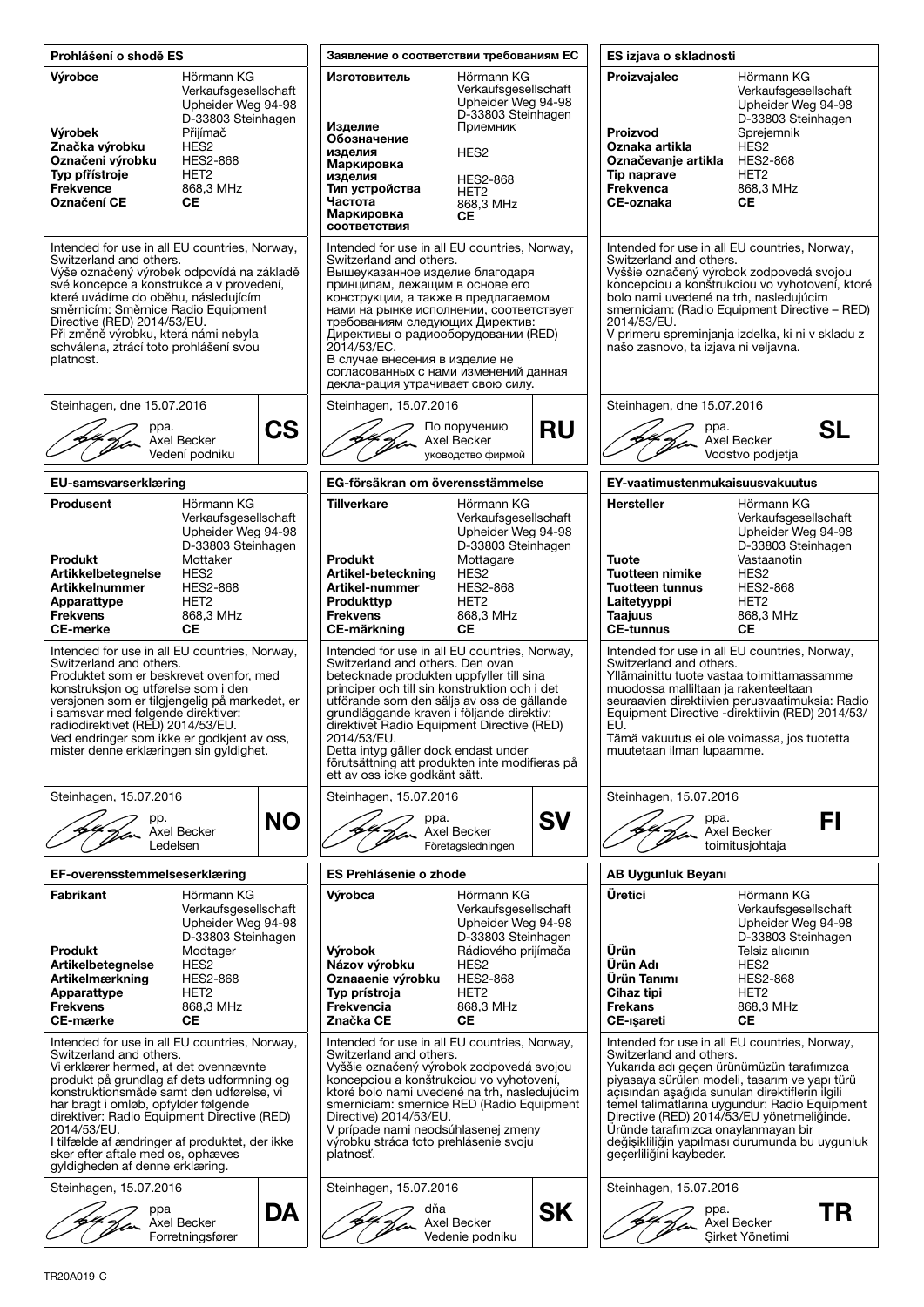## Prohlášení o shodě ES

| | |
|---|---|
| **Výrobce** | Hörmann KG Verkaufsgesellschaft Upheider Weg 94-98 D-33803 Steinhagen |
| **Výrobek** | Přijímač |
| **Značka výrobku** | HES2 |
| **Označení výrobku** | HES2-868 |
| **Typ přístroje** | HET2 |
| **Frekvence** | 868,3 MHz |
| **Označení CE** | **CE** |

Intended for use in all EU countries, Norway, Switzerland and others.
Výše označený výrobek odpovídá na základě své koncepce a konstrukce a v provedení, které uvádíme do oběhu, následujícím směrnicím: Směrnice Radio Equipment Directive (RED) 2014/53/EU.
Při změně výrobku, která námi nebyla schválena, ztrácí toto prohlášení svou platnost.

Steinhagen, dne 15.07.2016

ppa.
Axel Becker
Vedení podniku

**CS**

## Заявление о соответствии требованиям ЕС

| | |
|---|---|
| **Изготовитель** | Hörmann KG Verkaufsgesellschaft Upheider Weg 94-98 D-33803 Steinhagen |
| **Изделие** | Приемник |
| **Обозначение изделия** | HES2 |
| **Маркировка изделия** | HES2-868 |
| **Тип устройства** | HET2 |
| **Частота** | 868,3 MHz |
| **Маркировка соответствия** | **CE** |

Intended for use in all EU countries, Norway, Switzerland and others.
Вышеуказанное изделие благодаря принципам, лежащим в основе его конструкции, а также в предлагаемом нами на рынке исполнении, соответствует требованиям следующих Директив: Директивы о радиооборудовании (RED) 2014/53/ЕС.
В случае внесения в изделие не согласованных с нами изменений данная декла-рация утрачивает свою силу.

Steinhagen, 15.07.2016

По поручению
Axel Becker
уководство фирмой

**RU**

## ES izjava o skladnosti

| | |
|---|---|
| **Proizvajalec** | Hörmann KG Verkaufsgesellschaft Upheider Weg 94-98 D-33803 Steinhagen |
| **Proizvod** | Sprejemnik |
| **Oznaka artikla** | HES2 |
| **Označevanje artikla** | HES2-868 |
| **Tip naprave** | HET2 |
| **Frekvenca** | 868,3 MHz |
| **CE-oznaka** | **CE** |

Intended for use in all EU countries, Norway, Switzerland and others.
Vyššie označený výrobok zodpovedá svojou koncepciou a konštrukciou vo vyhotovení, ktoré bolo nami uvedené na trh, nasledujúcim smerniciam: (Radio Equipment Directive – RED) 2014/53/EU.
V primeru spreminjanja izdelka, ki ni v skladu z našo zasnovo, ta izjava ni veljavna.

Steinhagen, dne 15.07.2016

ppa.
Axel Becker
Vodstvo podjetja

**SL**

## EU-samsvarserklæring

| | |
|---|---|
| **Produsent** | Hörmann KG Verkaufsgesellschaft Upheider Weg 94-98 D-33803 Steinhagen |
| **Produkt** | Mottaker |
| **Artikkelbetegnelse** | HES2 |
| **Artikkelnummer** | HES2-868 |
| **Apparattype** | HET2 |
| **Frekvens** | 868,3 MHz |
| **CE-merke** | **CE** |

Intended for use in all EU countries, Norway, Switzerland and others.
Produktet som er beskrevet ovenfor, med konstruksjon og utførelse som i den versjonen som er tilgjengelig på markedet, er i samsvar med følgende direktiver: radiodirektivet (RED) 2014/53/EU.
Ved endringer som ikke er godkjent av oss, mister denne erklæringen sin gyldighet.

Steinhagen, 15.07.2016

pp.
Axel Becker
Ledelsen

**NO**

## EG-försäkran om överensstämmelse

| | |
|---|---|
| **Tillverkare** | Hörmann KG Verkaufsgesellschaft Upheider Weg 94-98 D-33803 Steinhagen |
| **Produkt** | Mottagare |
| **Artikel-beteckning** | HES2 |
| **Artikel-nummer** | HES2-868 |
| **Produkttyp** | HET2 |
| **Frekvens** | 868,3 MHz |
| **CE-märkning** | **CE** |

Intended for use in all EU countries, Norway, Switzerland and others. Den ovan betecknade produkten uppfyller till sina principer och till sin konstruktion och i det utförande som den säljs av oss de gällande grundläggande kraven i följande direktiv: direktivet Radio Equipment Directive (RED) 2014/53/EU.
Detta intyg gäller dock endast under förutsättning att produkten inte modifieras på ett av oss icke godkänt sätt.

Steinhagen, 15.07.2016

ppa.
Axel Becker
Företagsledningen

**SV**

## EY-vaatimustenmukaisuusvakuutus

| | |
|---|---|
| **Hersteller** | Hörmann KG Verkaufsgesellschaft Upheider Weg 94-98 D-33803 Steinhagen |
| **Tuote** | Vastaanotin |
| **Tuotteen nimike** | HES2 |
| **Tuotteen tunnus** | HES2-868 |
| **Laitetyyppi** | HET2 |
| **Taajuus** | 868,3 MHz |
| **CE-tunnus** | **CE** |

Intended for use in all EU countries, Norway, Switzerland and others.
Yllämainittu tuote vastaa toimittamassamme muodossa mallitaan ja rakenteeltaan seuraavien direktiivien perusvaatimuksia: Radio Equipment Directive -direktiivin (RED) 2014/53/EU.
Tämä vakuutus ei ole voimassa, jos tuotetta muutetaan ilman lupaamme.

Steinhagen, 15.07.2016

ppa.
Axel Becker
toimitusjohtaja

**FI**

## EF-overensstemmelseserklæring

| | |
|---|---|
| **Fabrikant** | Hörmann KG Verkaufsgesellschaft Upheider Weg 94-98 D-33803 Steinhagen |
| **Produkt** | Modtager |
| **Artikelbetegnelse** | HES2 |
| **Artikelmærkning** | HES2-868 |
| **Apparattype** | HET2 |
| **Frekvens** | 868,3 MHz |
| **CE-mærke** | **CE** |

Intended for use in all EU countries, Norway, Switzerland and others.
Vi erklærer hermed, at det ovennævnte produkt på grundlag af dets udformning og konstruktionsmåde samt den udførelse, vi har bragt i omløb, opfylder følgende direktiver: Radio Equipment Directive (RED) 2014/53/EU.
I tilfælde af ændringer af produktet, der ikke sker efter aftale med os, ophæves gyldigheden af denne erklæring.

Steinhagen, 15.07.2016

ppa
Axel Becker
Forretningsfører

**DA**

## ES Prehlásenie o zhode

| | |
|---|---|
| **Výrobca** | Hörmann KG Verkaufsgesellschaft Upheider Weg 94-98 D-33803 Steinhagen |
| **Výrobok** | Rádiového prijímača |
| **Názov výrobku** | HES2 |
| **Oznaaenie výrobku** | HES2-868 |
| **Typ prístroja** | HET2 |
| **Frekvencia** | 868,3 MHz |
| **Značka CE** | **CE** |

Intended for use in all EU countries, Norway, Switzerland and others.
Vyššie označený výrobok zodpovedá svojou koncepciou a konštrukciou vo vyhotovení, ktoré bolo nami uvedené na trh, nasledujúcim smerniciam: smernice RED (Radio Equipment Directive) 2014/53/EU.
V prípade nami neodsúhlasenej zmeny výrobku stráca toto prehlásenie svoju platnosť.

Steinhagen, 15.07.2016

dňa
Axel Becker
Vedenie podniku

**SK**

## AB Uygunluk Beyanı

| | |
|---|---|
| **Üretici** | Hörmann KG Verkaufsgesellschaft Upheider Weg 94-98 D-33803 Steinhagen |
| **Ürün** | Telsiz alıcının |
| **Ürün Adı** | HES2 |
| **Ürün Tanımı** | HES2-868 |
| **Cihaz tipi** | HET2 |
| **Frekans** | 868,3 MHz |
| **CE-işareti** | **CE** |

Intended for use in all EU countries, Norway, Switzerland and others.
Yukarıda adı geçen ürünümüzün tarafımızca piyasaya sürülen modeli, tasarım ve yapı türü açısından aşağıda sunulan direktiflerin ilgili temel talimatlarına uygundur: Radio Equipment Directive (RED) 2014/53/EU yönetmeliğinde. Üründe tarafımızca onaylanmayan bir değişikliğin yapılması durumunda bu uygunluk geçerliliğini kaybeder.

Steinhagen, 15.07.2016

ppa.
Axel Becker
Şirket Yönetimi

**TR**

TR20A019-C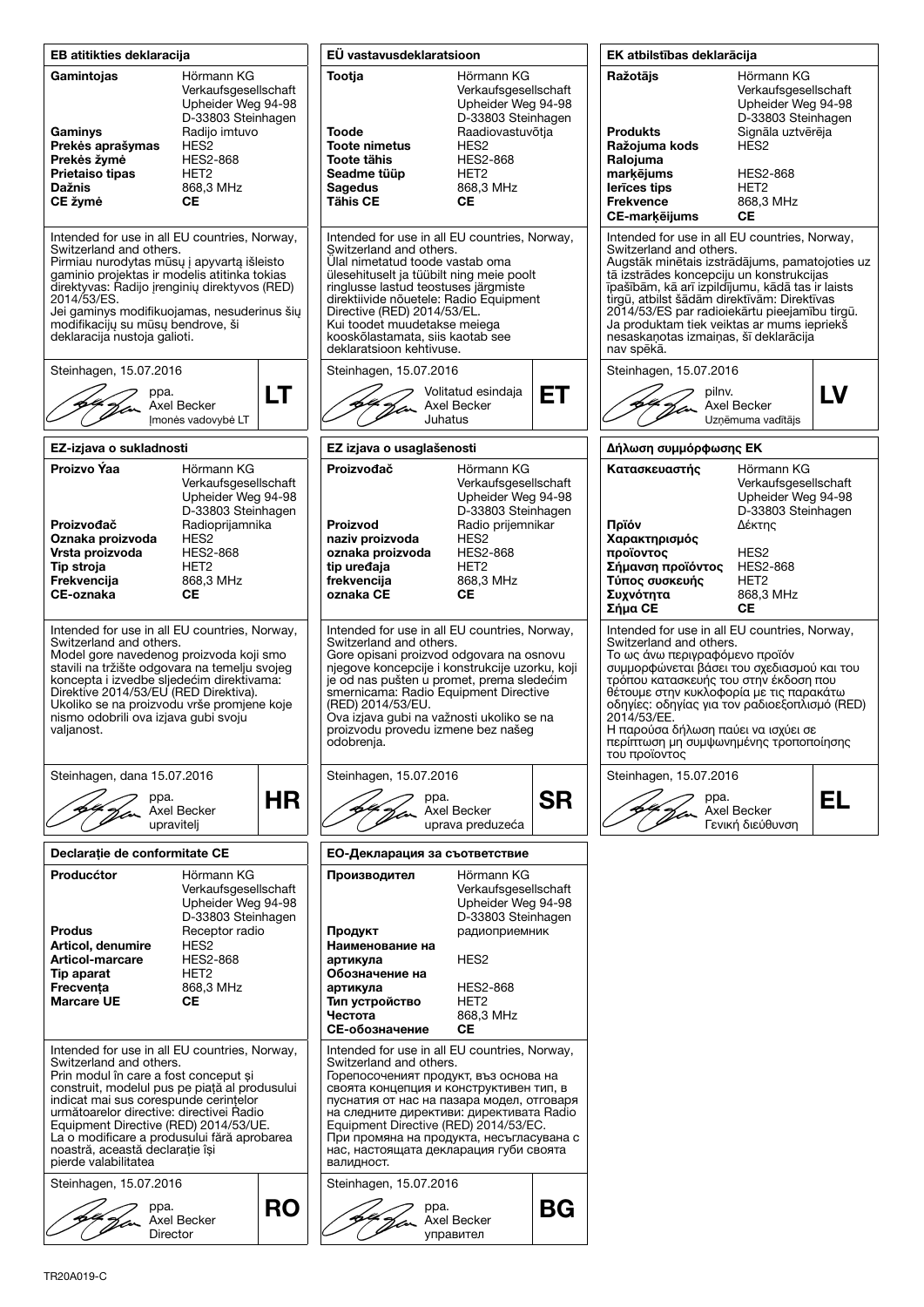## EB atitikties deklaracija

| | |
|---|---|
| **Gamintojas** | Hörmann KG<br>Verkaufsgesellschaft<br>Upheider Weg 94-98<br>D-33803 Steinhagen |
| **Gaminys** | Radijo imtuvo |
| **Prekės aprašymas** | HES2 |
| **Prekės žymė** | HES2-868 |
| **Prietaiso tipas** | HET2 |
| **Dažnis** | 868,3 MHz |
| **CE žymė** | **CE** |

Intended for use in all EU countries, Norway, Switzerland and others.
Pirmiau nurodytas mūsų į apyvartą išleisto gaminio projektas ir modelis atitinka tokias direktyvas: Radijo įrenginių direktyvos (RED) 2014/53/ES.
Jei gaminys modifikuojamas, nesuderinus šių modifikacijų su mūsų bendrove, ši deklaracija nustoja galioti.

Steinhagen, 15.07.2016

ppa.
Axel Becker
Įmonės vadovybė LT

**LT**

## EÜ vastavusdeklaratsioon

| | |
|---|---|
| **Tootja** | Hörmann KG<br>Verkaufsgesellschaft<br>Upheider Weg 94-98<br>D-33803 Steinhagen |
| **Toode** | Raadiovastuvõtja |
| **Toote nimetus** | HES2 |
| **Toote tähis** | HES2-868 |
| **Seadme tüüp** | HET2 |
| **Sagedus** | 868,3 MHz |
| **Tähis CE** | **CE** |

Intended for use in all EU countries, Norway, Switzerland and others.
Ülal nimetatud toode vastab oma ülesehituselt ja tüübilt ning meie poolt ringlusse lastud teostuses järgmiste direktiivide nõuetele: Radio Equipment Directive (RED) 2014/53/EL.
Kui toodet muudetakse meiega kooskõlastamata, siis kaotab see deklaratsioon kehtivuse.

Steinhagen, 15.07.2016

Volitatud esindaja
Axel Becker
Juhatus

**ET**

## EK atbilstības deklarācija

| | |
|---|---|
| **Ražotājs** | Hörmann KG<br>Verkaufsgesellschaft<br>Upheider Weg 94-98<br>D-33803 Steinhagen |
| **Produkts** | Signāla uztvērēja |
| **Ražojuma kods** | HES2 |
| **Ralojuma marķējums** | HES2-868 |
| **Ierīces tips** | HET2 |
| **Frekvence** | 868,3 MHz |
| **CE-marķējums** | **CE** |

Intended for use in all EU countries, Norway, Switzerland and others.
Augstāk minētais izstrādājums, pamatojoties uz tā izstrādes koncepciju un konstrukcijas īpašībām, kā arī izpildījumu, kādā tas ir laists tirgū, atbilst šādām direktīvām: Direktīvas 2014/53/ES par radioiekārtu pieejamību tirgū.
Ja produktam tiek veiktas ar mums iepriekš nesaskaņotas izmaiņas, šī deklarācija nav spēkā.

Steinhagen, 15.07.2016

pilnv.
Axel Becker
Uzņēmuma vadītājs

**LV**

## EZ-izjava o sukladnosti

| | |
|---|---|
| **Proizvo Ýaa** | Hörmann KG<br>Verkaufsgesellschaft<br>Upheider Weg 94-98<br>D-33803 Steinhagen |
| **Proizvođač** | Radioprijamnika |
| **Oznaka proizvoda** | HES2 |
| **Vrsta proizvoda** | HES2-868 |
| **Tip stroja** | HET2 |
| **Frekvencija** | 868,3 MHz |
| **CE-oznaka** | **CE** |

Intended for use in all EU countries, Norway, Switzerland and others.
Model gore navedenog proizvoda koji smo stavili na tržište odgovara na temelju svojeg koncepta i izvedbe sljedećim direktivama: Direktive 2014/53/EU (RED Direktiva).
Ukoliko se na proizvodu vrše promjene koje nismo odobrili ova izjava gubi svoju valjanost.

Steinhagen, dana 15.07.2016

ppa.
Axel Becker
upravitelj

**HR**

## EZ izjava o usaglašenosti

| | |
|---|---|
| **Proizvođač** | Hörmann KG<br>Verkaufsgesellschaft<br>Upheider Weg 94-98<br>D-33803 Steinhagen |
| **Proizvod** | Radio prijemnikar |
| **naziv proizvoda** | HES2 |
| **oznaka proizvoda** | HES2-868 |
| **tip uređaja** | HET2 |
| **frekvencija** | 868,3 MHz |
| **oznaka CE** | **CE** |

Intended for use in all EU countries, Norway, Switzerland and others.
Gore opisani proizvod odgovara na osnovu njegove koncepcije i konstrukcije uzorku, koji je od nas pušten u promet, prema sledećim smernicama: Radio Equipment Directive (RED) 2014/53/EU.
Ova izjava gubi na važnosti ukoliko se na proizvodu provedu izmene bez našeg odobrenja.

Steinhagen, 15.07.2016

ppa.
Axel Becker
uprava preduzeća

**SR**

## Δήλωση συμμόρφωσης ΕΚ

| | |
|---|---|
| **Κατασκευαστής** | Hörmann KG<br>Verkaufsgesellschaft<br>Upheider Weg 94-98<br>D-33803 Steinhagen |
| **Πρïόν** | Δέκτης |
| **Χαρακτηρισμός προϊοντος** | HES2 |
| **Σήμανση προϊόντος** | HES2-868 |
| **Τύπος συσκευής** | HET2 |
| **Συχνότητα** | 868,3 MHz |
| **Σήμα CE** | **CE** |

Intended for use in all EU countries, Norway, Switzerland and others.
Το ως άνω περιγραφόμενο προϊόν συμμορφώνεται βάσει του σχεδιασμού και του τρόπου κατασκευής του στην έκδοση που θέτουμε στην κυκλοφορία με τις παρακάτω οδηγίες: οδηγίας για τον ραδιοεξοπλισμό (RED) 2014/53/ΕΕ.
Η παρούσα δήλωση παύει να ισχύει σε περίπτωση μη συμφωνημένης τροποποίησης του προϊόντος

Steinhagen, 15.07.2016

ppa.
Axel Becker
Γενική διεύθυνση

**EL**

## Declarație de conformitate CE

| | |
|---|---|
| **Producćtor** | Hörmann KG<br>Verkaufsgesellschaft<br>Upheider Weg 94-98<br>D-33803 Steinhagen |
| **Produs** | Receptor radio |
| **Articol, denumire** | HES2 |
| **Articol-marcare** | HES2-868 |
| **Tip aparat** | HET2 |
| **Frecvența** | 868,3 MHz |
| **Marcare UE** | **CE** |

Intended for use in all EU countries, Norway, Switzerland and others.
Prin modul în care a fost conceput și construit, modelul pus pe piață al produsului indicat mai sus corespunde cerințelor următoarelor directive: directivei Radio Equipment Directive (RED) 2014/53/UE.
La o modificare a produsului fără aprobarea noastră, această declarație își pierde valabilitatea

Steinhagen, 15.07.2016

ppa.
Axel Becker
Director

**RO**

## ЕО-Декларация за съответствие

| | |
|---|---|
| **Производител** | Hörmann KG<br>Verkaufsgesellschaft<br>Upheider Weg 94-98<br>D-33803 Steinhagen |
| **Продукт** | радиоприемник |
| **Наименование на артикула** | HES2 |
| **Обозначение на артикула** | HES2-868 |
| **Тип устройство** | HET2 |
| **Честота** | 868,3 MHz |
| **СЕ-обозначение** | **CE** |

Intended for use in all EU countries, Norway, Switzerland and others.
Горепосоченият продукт, въз основа на своята концепция и конструктивен тип, в пуснатия от нас на пазара модел, отговаря на следните директиви: директивата Radio Equipment Directive (RED) 2014/53/ЕС.
При промяна на продукта, несъгласувана с нас, настоящата декларация губи своята валидност.

Steinhagen, 15.07.2016

ppa.
Axel Becker
управител

**BG**

TR20A019-C